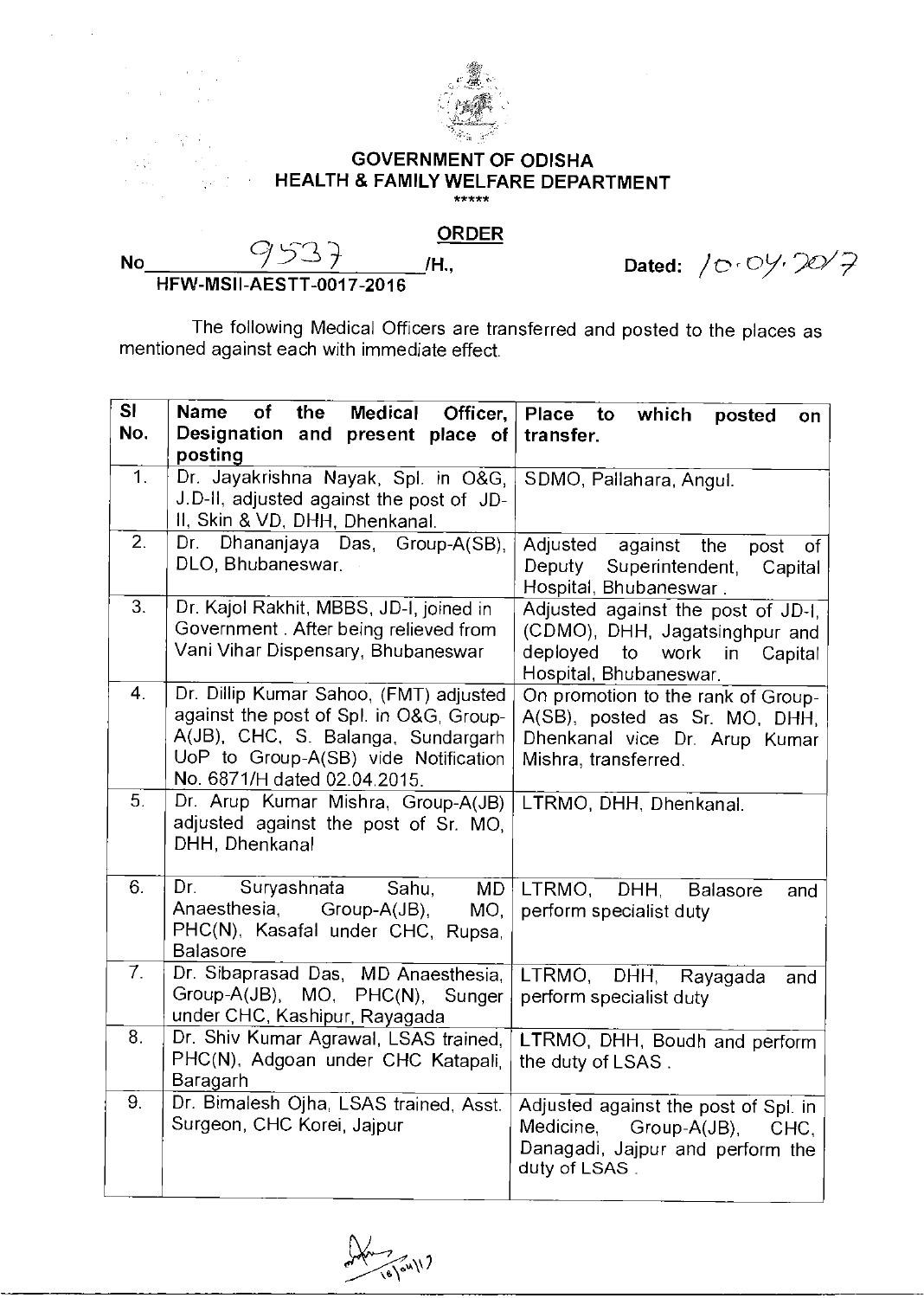**GOVERNMENT OF ODISHA**
**HEALTH & FAMILY WELFARE DEPARTMENT**

\*\*\*\*\*

**ORDER**

No 9537 /H., HFW-MSII-AESTT-0017-2016 Dated: 10.04.2017

The following Medical Officers are transferred and posted to the places as mentioned against each with immediate effect.

| Sl No. | Name of the Medical Officer, Designation and present place of posting | Place to which posted on transfer. |
|---|---|---|
| 1. | Dr. Jayakrishna Nayak, Spl. in O&G, J.D-II, adjusted against the post of JD-II, Skin & VD, DHH, Dhenkanal. | SDMO, Pallahara, Angul. |
| 2. | Dr. Dhananjaya Das, Group-A(SB), DLO, Bhubaneswar. | Adjusted against the post of Deputy Superintendent, Capital Hospital, Bhubaneswar. |
| 3. | Dr. Kajol Rakhit, MBBS, JD-I, joined in Government . After being relieved from Vani Vihar Dispensary, Bhubaneswar | Adjusted against the post of JD-I, (CDMO), DHH, Jagatsinghpur and deployed to work in Capital Hospital, Bhubaneswar. |
| 4. | Dr. Dillip Kumar Sahoo, (FMT) adjusted against the post of Spl. in O&G, Group-A(JB), CHC, S. Balanga, Sundargarh UoP to Group-A(SB) vide Notification No. 6871/H dated 02.04.2015. | On promotion to the rank of Group-A(SB), posted as Sr. MO, DHH, Dhenkanal vice Dr. Arup Kumar Mishra, transferred. |
| 5. | Dr. Arup Kumar Mishra, Group-A(JB) adjusted against the post of Sr. MO, DHH, Dhenkanal | LTRMO, DHH, Dhenkanal. |
| 6. | Dr. Suryashnata Sahu, MD Anaesthesia, Group-A(JB), MO, PHC(N), Kasafal under CHC, Rupsa, Balasore | LTRMO, DHH, Balasore and perform specialist duty |
| 7. | Dr. Sibaprasad Das, MD Anaesthesia, Group-A(JB), MO, PHC(N), Sunger under CHC, Kashipur, Rayagada | LTRMO, DHH, Rayagada and perform specialist duty |
| 8. | Dr. Shiv Kumar Agrawal, LSAS trained, PHC(N), Adgoan under CHC Katapali, Baragarh | LTRMO, DHH, Boudh and perform the duty of LSAS . |
| 9. | Dr. Bimalesh Ojha, LSAS trained, Asst. Surgeon, CHC Korei, Jajpur | Adjusted against the post of Spl. in Medicine, Group-A(JB), CHC, Danagadi, Jajpur and perform the duty of LSAS . |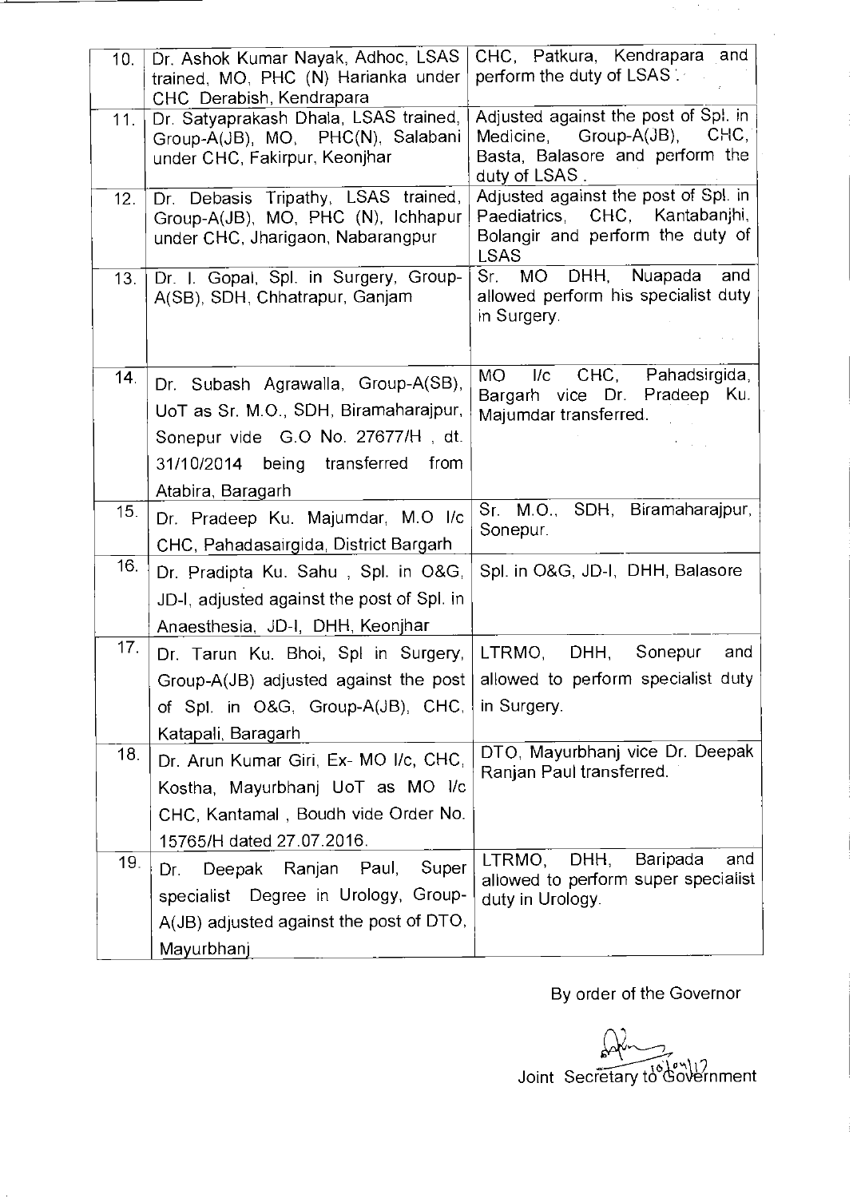| | | |
|---|---|---|
| 10. | Dr. Ashok Kumar Nayak, Adhoc, LSAS trained, MO, PHC (N) Harianka under CHC Derabish, Kendrapara | CHC, Patkura, Kendrapara and perform the duty of LSAS . |
| 11. | Dr. Satyaprakash Dhala, LSAS trained, Group-A(JB), MO, PHC(N), Salabani under CHC, Fakirpur, Keonjhar | Adjusted against the post of Spl. in Medicine, Group-A(JB), CHC, Basta, Balasore and perform the duty of LSAS . |
| 12. | Dr. Debasis Tripathy, LSAS trained, Group-A(JB), MO, PHC (N), Ichhapur under CHC, Jharigaon, Nabarangpur | Adjusted against the post of Spl. in Paediatrics, CHC, Kantabanjhi, Bolangir and perform the duty of LSAS |
| 13. | Dr. I. Gopal, Spl. in Surgery, Group-A(SB), SDH, Chhatrapur, Ganjam | Sr. MO DHH, Nuapada and allowed perform his specialist duty in Surgery. |
| 14. | Dr. Subash Agrawalla, Group-A(SB), UoT as Sr. M.O., SDH, Biramaharajpur, Sonepur vide G.O No. 27677/H , dt. 31/10/2014 being transferred from Atabira, Baragarh | MO I/c CHC, Pahadsirgida, Bargarh vice Dr. Pradeep Ku. Majumdar transferred. |
| 15. | Dr. Pradeep Ku. Majumdar, M.O I/c CHC, Pahadasairgida, District Bargarh | Sr. M.O., SDH, Biramaharajpur, Sonepur. |
| 16. | Dr. Pradipta Ku. Sahu , Spl. in O&G, JD-I, adjusted against the post of Spl. in Anaesthesia, JD-I, DHH, Keonjhar | Spl. in O&G, JD-I, DHH, Balasore |
| 17. | Dr. Tarun Ku. Bhoi, Spl in Surgery, Group-A(JB) adjusted against the post of Spl. in O&G, Group-A(JB), CHC, Katapali, Baragarh | LTRMO, DHH, Sonepur and allowed to perform specialist duty in Surgery. |
| 18. | Dr. Arun Kumar Giri, Ex- MO I/c, CHC, Kostha, Mayurbhanj UoT as MO I/c CHC, Kantamal , Boudh vide Order No. 15765/H dated 27.07.2016. | DTO, Mayurbhanj vice Dr. Deepak Ranjan Paul transferred. |
| 19. | Dr. Deepak Ranjan Paul, Super specialist Degree in Urology, Group-A(JB) adjusted against the post of DTO, Mayurbhanj | LTRMO, DHH, Baripada and allowed to perform super specialist duty in Urology. |

By order of the Governor

10/04/17

Joint Secretary to Government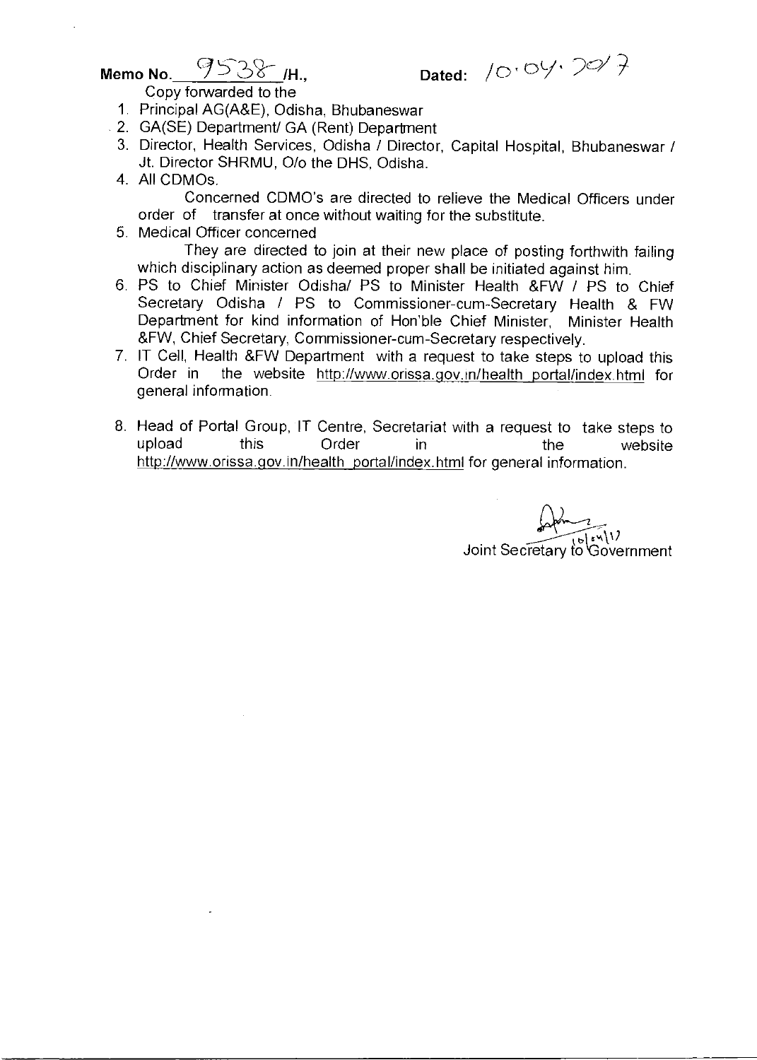**Memo No.** 9538 **/H.,** **Dated:** 10.04.2017

Copy forwarded to the

1. Principal AG(A&E), Odisha, Bhubaneswar
2. GA(SE) Department/ GA (Rent) Department
3. Director, Health Services, Odisha / Director, Capital Hospital, Bhubaneswar / Jt. Director SHRMU, O/o the DHS, Odisha.
4. All CDMOs.

   Concerned CDMO's are directed to relieve the Medical Officers under order of transfer at once without waiting for the substitute.
5. Medical Officer concerned

   They are directed to join at their new place of posting forthwith failing which disciplinary action as deemed proper shall be initiated against him.
6. PS to Chief Minister Odisha/ PS to Minister Health &FW / PS to Chief Secretary Odisha / PS to Commissioner-cum-Secretary Health & FW Department for kind information of Hon'ble Chief Minister, Minister Health &FW, Chief Secretary, Commissioner-cum-Secretary respectively.
7. IT Cell, Health &FW Department with a request to take steps to upload this Order in the website http://www.orissa.gov.in/health_portal/index.html for general information.
8. Head of Portal Group, IT Centre, Secretariat with a request to take steps to upload this Order in the website http://www.orissa.gov.in/health_portal/index.html for general information.

10.04.17

Joint Secretary to Government